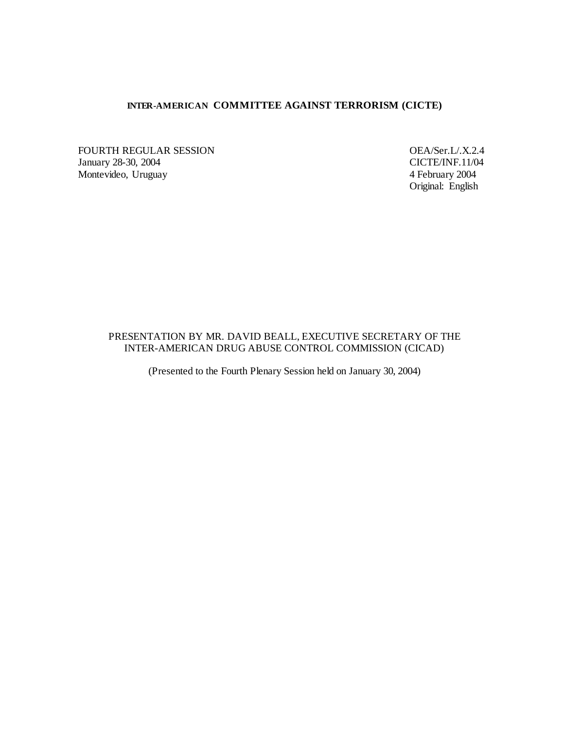# INTER-AMERICAN COMMITTEE AGAINST TERRORISM (CICTE)

| | |
|---|---|
| FOURTH REGULAR SESSION | OEA/Ser.L/.X.2.4 |
| January 28-30, 2004 | CICTE/INF.11/04 |
| Montevideo, Uruguay | 4 February 2004 |
| | Original: English |

PRESENTATION BY MR. DAVID BEALL, EXECUTIVE SECRETARY OF THE INTER-AMERICAN DRUG ABUSE CONTROL COMMISSION (CICAD)

(Presented to the Fourth Plenary Session held on January 30, 2004)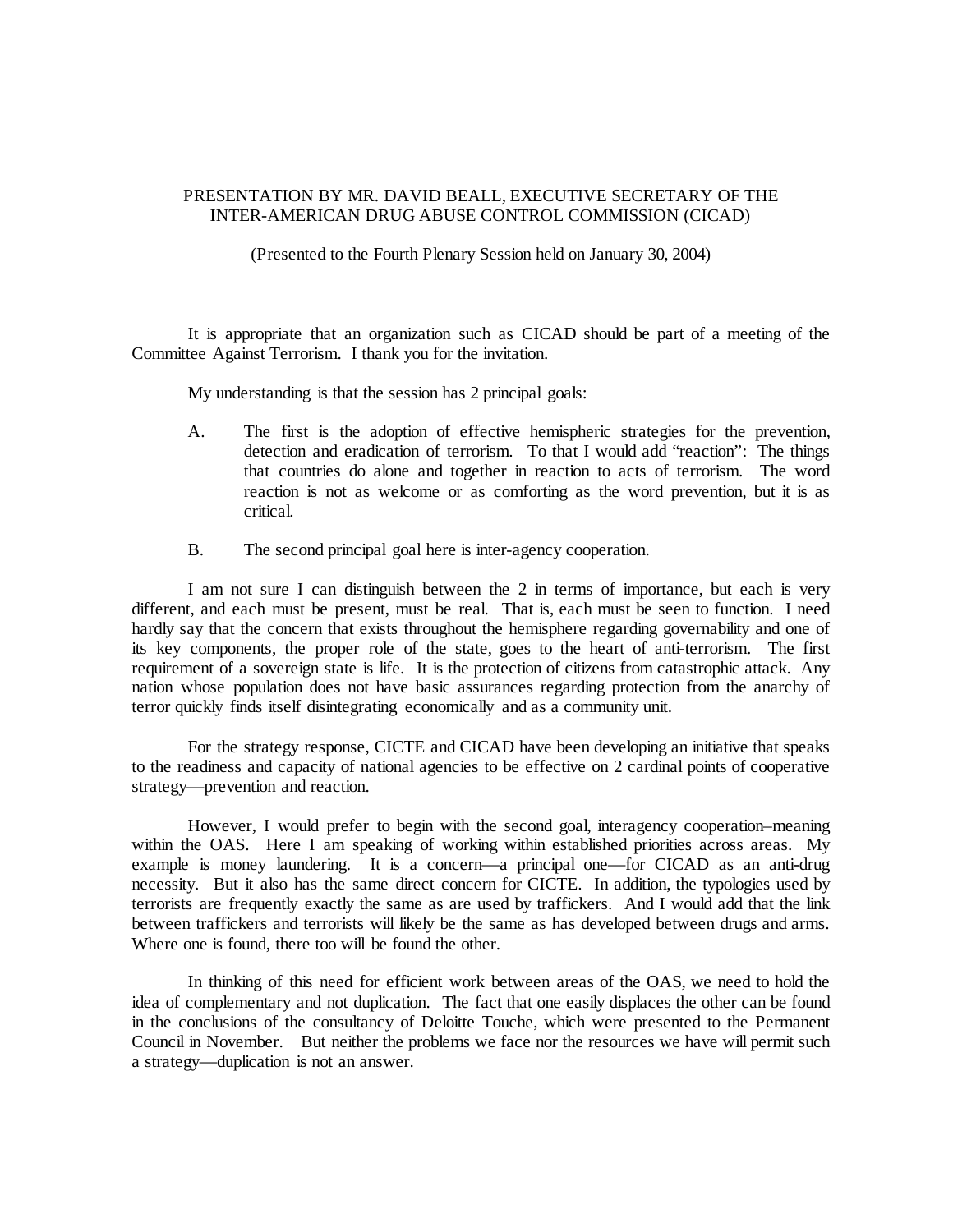PRESENTATION BY MR. DAVID BEALL, EXECUTIVE SECRETARY OF THE INTER-AMERICAN DRUG ABUSE CONTROL COMMISSION (CICAD)

(Presented to the Fourth Plenary Session held on January 30, 2004)

It is appropriate that an organization such as CICAD should be part of a meeting of the Committee Against Terrorism. I thank you for the invitation.

My understanding is that the session has 2 principal goals:

A. The first is the adoption of effective hemispheric strategies for the prevention, detection and eradication of terrorism. To that I would add "reaction": The things that countries do alone and together in reaction to acts of terrorism. The word reaction is not as welcome or as comforting as the word prevention, but it is as critical.

B. The second principal goal here is inter-agency cooperation.

I am not sure I can distinguish between the 2 in terms of importance, but each is very different, and each must be present, must be real. That is, each must be seen to function. I need hardly say that the concern that exists throughout the hemisphere regarding governability and one of its key components, the proper role of the state, goes to the heart of anti-terrorism. The first requirement of a sovereign state is life. It is the protection of citizens from catastrophic attack. Any nation whose population does not have basic assurances regarding protection from the anarchy of terror quickly finds itself disintegrating economically and as a community unit.

For the strategy response, CICTE and CICAD have been developing an initiative that speaks to the readiness and capacity of national agencies to be effective on 2 cardinal points of cooperative strategy—prevention and reaction.

However, I would prefer to begin with the second goal, interagency cooperation–meaning within the OAS. Here I am speaking of working within established priorities across areas. My example is money laundering. It is a concern—a principal one—for CICAD as an anti-drug necessity. But it also has the same direct concern for CICTE. In addition, the typologies used by terrorists are frequently exactly the same as are used by traffickers. And I would add that the link between traffickers and terrorists will likely be the same as has developed between drugs and arms. Where one is found, there too will be found the other.

In thinking of this need for efficient work between areas of the OAS, we need to hold the idea of complementary and not duplication. The fact that one easily displaces the other can be found in the conclusions of the consultancy of Deloitte Touche, which were presented to the Permanent Council in November. But neither the problems we face nor the resources we have will permit such a strategy—duplication is not an answer.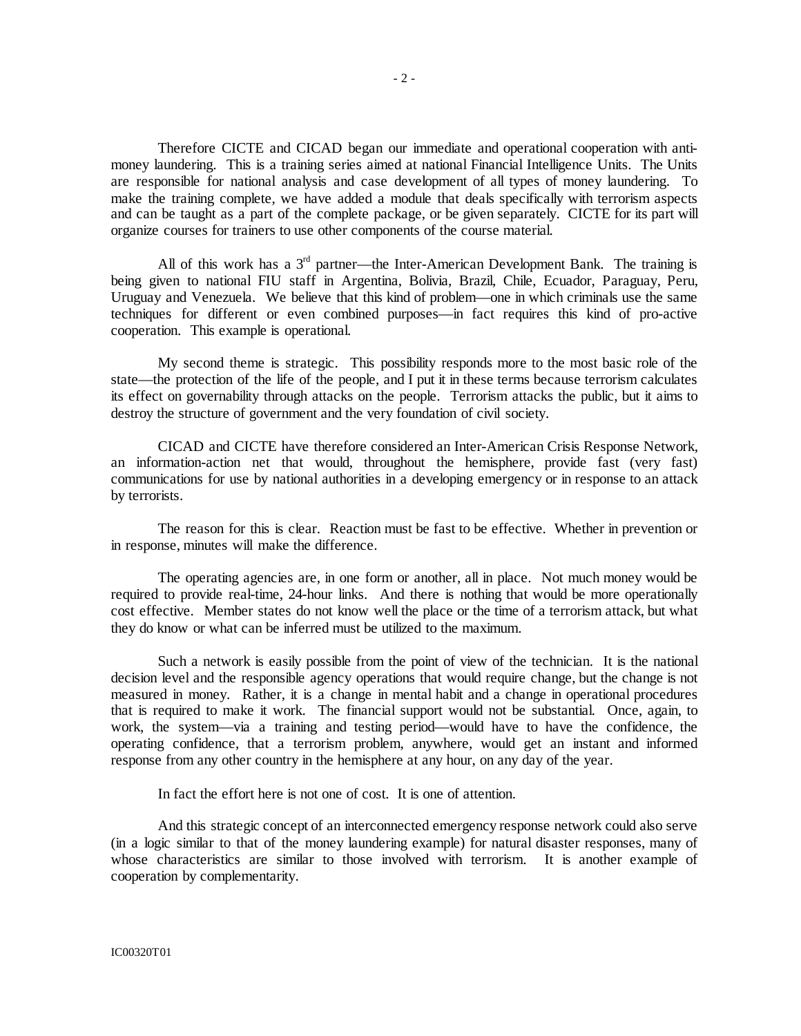Therefore CICTE and CICAD began our immediate and operational cooperation with anti-money laundering. This is a training series aimed at national Financial Intelligence Units. The Units are responsible for national analysis and case development of all types of money laundering. To make the training complete, we have added a module that deals specifically with terrorism aspects and can be taught as a part of the complete package, or be given separately. CICTE for its part will organize courses for trainers to use other components of the course material.

All of this work has a 3rd partner—the Inter-American Development Bank. The training is being given to national FIU staff in Argentina, Bolivia, Brazil, Chile, Ecuador, Paraguay, Peru, Uruguay and Venezuela. We believe that this kind of problem—one in which criminals use the same techniques for different or even combined purposes—in fact requires this kind of pro-active cooperation. This example is operational.

My second theme is strategic. This possibility responds more to the most basic role of the state—the protection of the life of the people, and I put it in these terms because terrorism calculates its effect on governability through attacks on the people. Terrorism attacks the public, but it aims to destroy the structure of government and the very foundation of civil society.

CICAD and CICTE have therefore considered an Inter-American Crisis Response Network, an information-action net that would, throughout the hemisphere, provide fast (very fast) communications for use by national authorities in a developing emergency or in response to an attack by terrorists.

The reason for this is clear. Reaction must be fast to be effective. Whether in prevention or in response, minutes will make the difference.

The operating agencies are, in one form or another, all in place. Not much money would be required to provide real-time, 24-hour links. And there is nothing that would be more operationally cost effective. Member states do not know well the place or the time of a terrorism attack, but what they do know or what can be inferred must be utilized to the maximum.

Such a network is easily possible from the point of view of the technician. It is the national decision level and the responsible agency operations that would require change, but the change is not measured in money. Rather, it is a change in mental habit and a change in operational procedures that is required to make it work. The financial support would not be substantial. Once, again, to work, the system—via a training and testing period—would have to have the confidence, the operating confidence, that a terrorism problem, anywhere, would get an instant and informed response from any other country in the hemisphere at any hour, on any day of the year.

In fact the effort here is not one of cost. It is one of attention.

And this strategic concept of an interconnected emergency response network could also serve (in a logic similar to that of the money laundering example) for natural disaster responses, many of whose characteristics are similar to those involved with terrorism. It is another example of cooperation by complementarity.